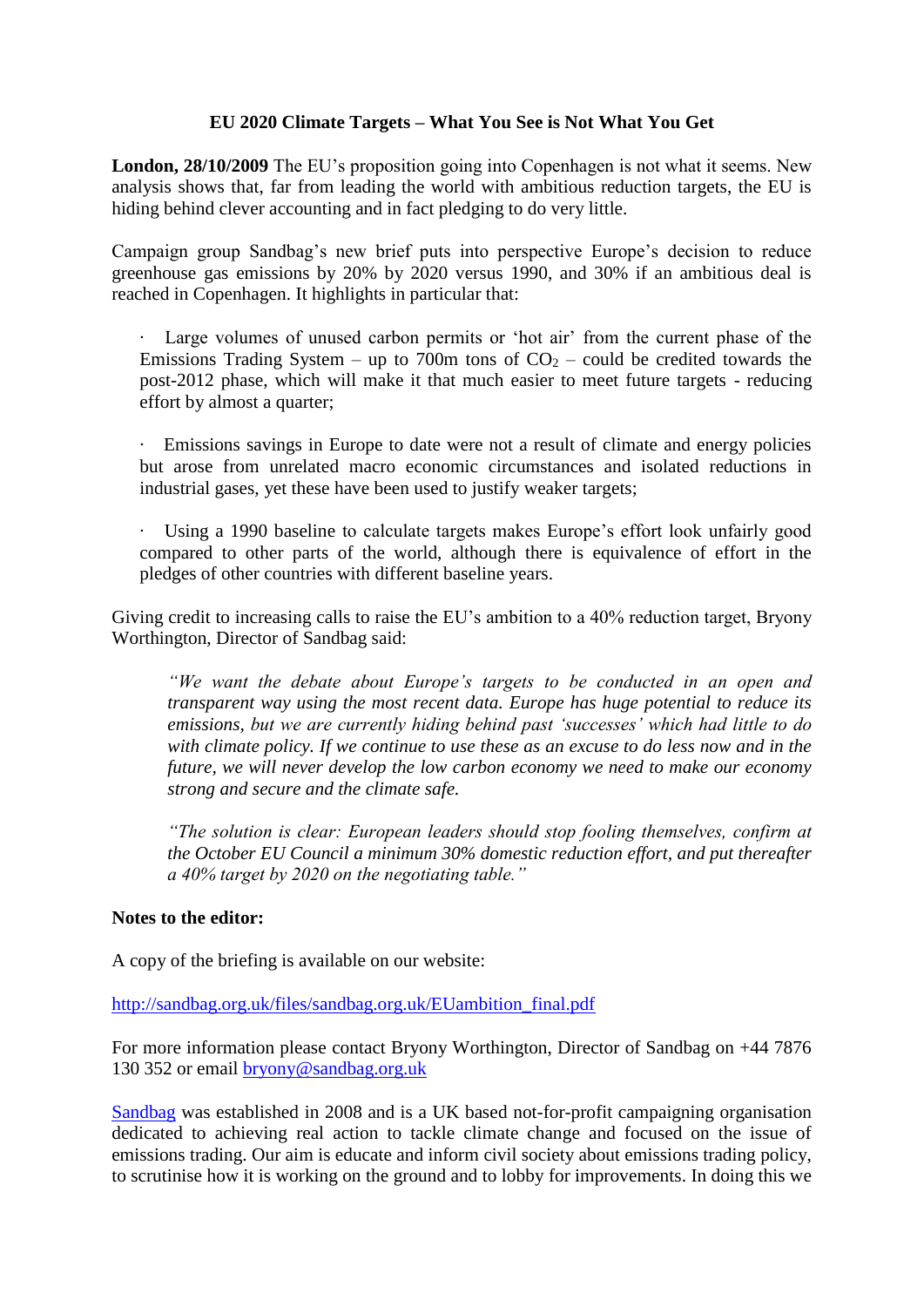# EU 2020 Climate Targets – What You See is Not What You Get

**London, 28/10/2009** The EU's proposition going into Copenhagen is not what it seems. New analysis shows that, far from leading the world with ambitious reduction targets, the EU is hiding behind clever accounting and in fact pledging to do very little.

Campaign group Sandbag's new brief puts into perspective Europe's decision to reduce greenhouse gas emissions by 20% by 2020 versus 1990, and 30% if an ambitious deal is reached in Copenhagen. It highlights in particular that:

- Large volumes of unused carbon permits or 'hot air' from the current phase of the Emissions Trading System – up to 700m tons of $CO_2$ – could be credited towards the post-2012 phase, which will make it that much easier to meet future targets - reducing effort by almost a quarter;

- Emissions savings in Europe to date were not a result of climate and energy policies but arose from unrelated macro economic circumstances and isolated reductions in industrial gases, yet these have been used to justify weaker targets;

- Using a 1990 baseline to calculate targets makes Europe's effort look unfairly good compared to other parts of the world, although there is equivalence of effort in the pledges of other countries with different baseline years.

Giving credit to increasing calls to raise the EU's ambition to a 40% reduction target, Bryony Worthington, Director of Sandbag said:

> *"We want the debate about Europe's targets to be conducted in an open and transparent way using the most recent data. Europe has huge potential to reduce its emissions, but we are currently hiding behind past 'successes' which had little to do with climate policy. If we continue to use these as an excuse to do less now and in the future, we will never develop the low carbon economy we need to make our economy strong and secure and the climate safe.*
>
> *"The solution is clear: European leaders should stop fooling themselves, confirm at the October EU Council a minimum 30% domestic reduction effort, and put thereafter a 40% target by 2020 on the negotiating table."*

**Notes to the editor:**

A copy of the briefing is available on our website:

http://sandbag.org.uk/files/sandbag.org.uk/EUambition_final.pdf

For more information please contact Bryony Worthington, Director of Sandbag on +44 7876 130 352 or email bryony@sandbag.org.uk

Sandbag was established in 2008 and is a UK based not-for-profit campaigning organisation dedicated to achieving real action to tackle climate change and focused on the issue of emissions trading. Our aim is educate and inform civil society about emissions trading policy, to scrutinise how it is working on the ground and to lobby for improvements. In doing this we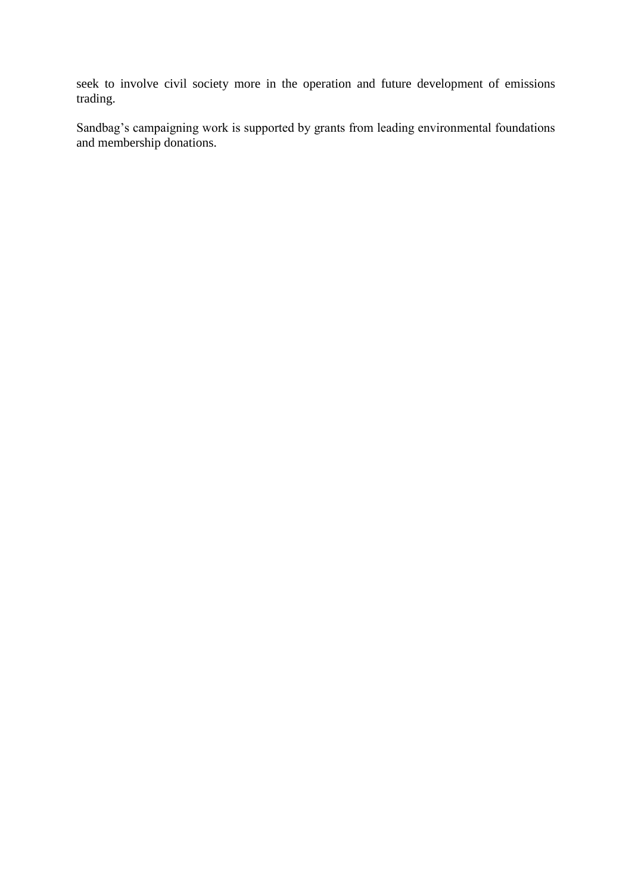seek to involve civil society more in the operation and future development of emissions trading.

Sandbag's campaigning work is supported by grants from leading environmental foundations and membership donations.